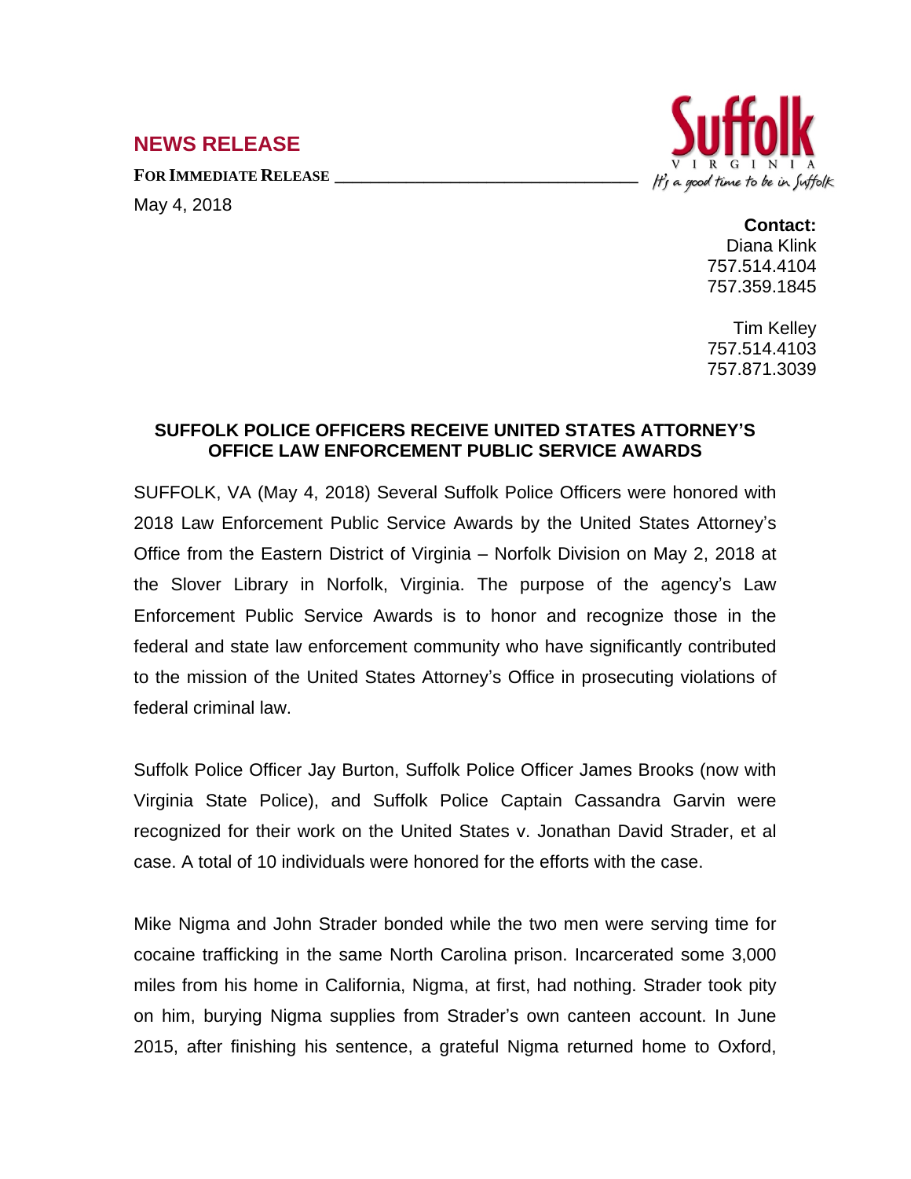## NEWS RELEASE

**FOR IMMEDIATE RELEASE**

May 4, 2018

Suffolk VIRGINIA
It's a good time to be in Suffolk

**Contact:**
Diana Klink
757.514.4104
757.359.1845

Tim Kelley
757.514.4103
757.871.3039

### SUFFOLK POLICE OFFICERS RECEIVE UNITED STATES ATTORNEY'S OFFICE LAW ENFORCEMENT PUBLIC SERVICE AWARDS

SUFFOLK, VA (May 4, 2018) Several Suffolk Police Officers were honored with 2018 Law Enforcement Public Service Awards by the United States Attorney's Office from the Eastern District of Virginia – Norfolk Division on May 2, 2018 at the Slover Library in Norfolk, Virginia. The purpose of the agency's Law Enforcement Public Service Awards is to honor and recognize those in the federal and state law enforcement community who have significantly contributed to the mission of the United States Attorney's Office in prosecuting violations of federal criminal law.

Suffolk Police Officer Jay Burton, Suffolk Police Officer James Brooks (now with Virginia State Police), and Suffolk Police Captain Cassandra Garvin were recognized for their work on the United States v. Jonathan David Strader, et al case. A total of 10 individuals were honored for the efforts with the case.

Mike Nigma and John Strader bonded while the two men were serving time for cocaine trafficking in the same North Carolina prison. Incarcerated some 3,000 miles from his home in California, Nigma, at first, had nothing. Strader took pity on him, burying Nigma supplies from Strader's own canteen account. In June 2015, after finishing his sentence, a grateful Nigma returned home to Oxford,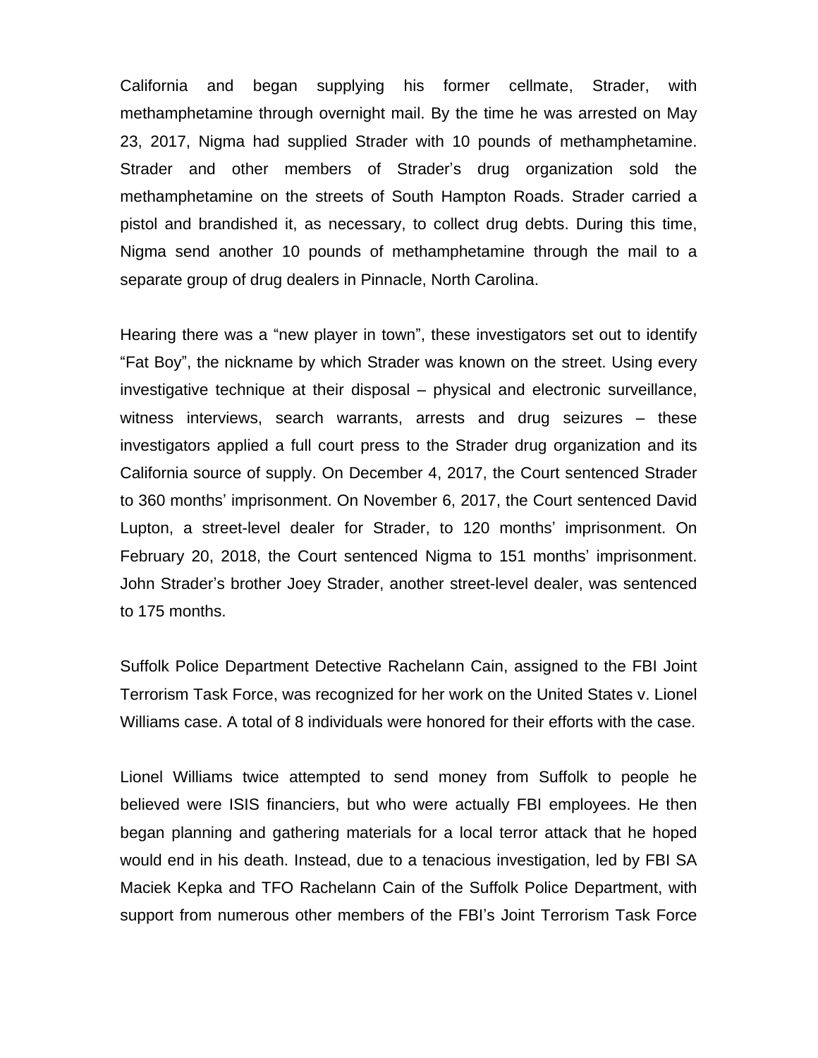California and began supplying his former cellmate, Strader, with methamphetamine through overnight mail. By the time he was arrested on May 23, 2017, Nigma had supplied Strader with 10 pounds of methamphetamine. Strader and other members of Strader's drug organization sold the methamphetamine on the streets of South Hampton Roads. Strader carried a pistol and brandished it, as necessary, to collect drug debts. During this time, Nigma send another 10 pounds of methamphetamine through the mail to a separate group of drug dealers in Pinnacle, North Carolina.

Hearing there was a "new player in town", these investigators set out to identify "Fat Boy", the nickname by which Strader was known on the street. Using every investigative technique at their disposal – physical and electronic surveillance, witness interviews, search warrants, arrests and drug seizures – these investigators applied a full court press to the Strader drug organization and its California source of supply. On December 4, 2017, the Court sentenced Strader to 360 months' imprisonment. On November 6, 2017, the Court sentenced David Lupton, a street-level dealer for Strader, to 120 months' imprisonment. On February 20, 2018, the Court sentenced Nigma to 151 months' imprisonment. John Strader's brother Joey Strader, another street-level dealer, was sentenced to 175 months.

Suffolk Police Department Detective Rachelann Cain, assigned to the FBI Joint Terrorism Task Force, was recognized for her work on the United States v. Lionel Williams case. A total of 8 individuals were honored for their efforts with the case.

Lionel Williams twice attempted to send money from Suffolk to people he believed were ISIS financiers, but who were actually FBI employees. He then began planning and gathering materials for a local terror attack that he hoped would end in his death. Instead, due to a tenacious investigation, led by FBI SA Maciek Kepka and TFO Rachelann Cain of the Suffolk Police Department, with support from numerous other members of the FBI's Joint Terrorism Task Force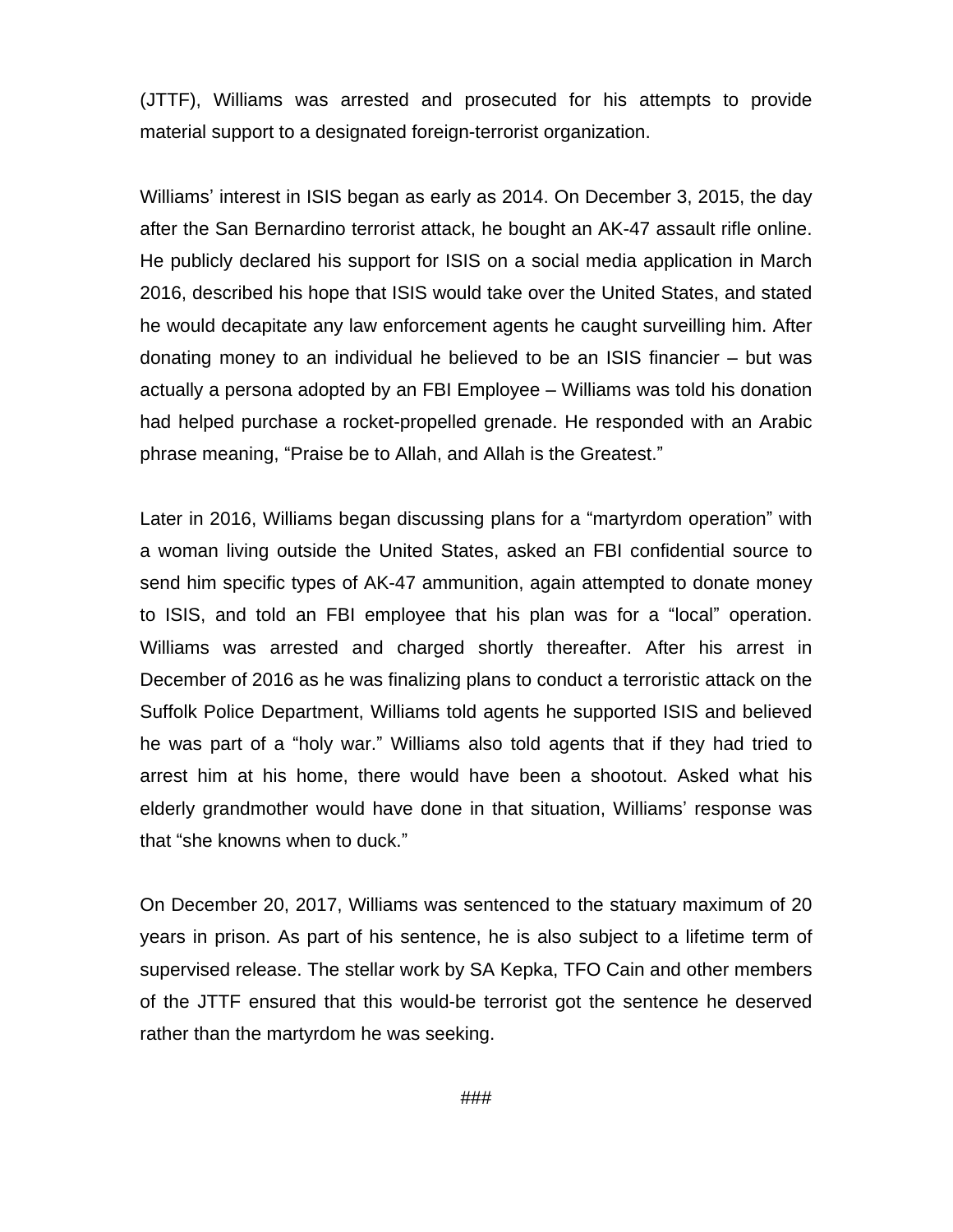(JTTF), Williams was arrested and prosecuted for his attempts to provide material support to a designated foreign-terrorist organization.

Williams' interest in ISIS began as early as 2014. On December 3, 2015, the day after the San Bernardino terrorist attack, he bought an AK-47 assault rifle online. He publicly declared his support for ISIS on a social media application in March 2016, described his hope that ISIS would take over the United States, and stated he would decapitate any law enforcement agents he caught surveilling him. After donating money to an individual he believed to be an ISIS financier – but was actually a persona adopted by an FBI Employee – Williams was told his donation had helped purchase a rocket-propelled grenade. He responded with an Arabic phrase meaning, "Praise be to Allah, and Allah is the Greatest."

Later in 2016, Williams began discussing plans for a "martyrdom operation" with a woman living outside the United States, asked an FBI confidential source to send him specific types of AK-47 ammunition, again attempted to donate money to ISIS, and told an FBI employee that his plan was for a "local" operation. Williams was arrested and charged shortly thereafter. After his arrest in December of 2016 as he was finalizing plans to conduct a terroristic attack on the Suffolk Police Department, Williams told agents he supported ISIS and believed he was part of a "holy war." Williams also told agents that if they had tried to arrest him at his home, there would have been a shootout. Asked what his elderly grandmother would have done in that situation, Williams' response was that "she knowns when to duck."

On December 20, 2017, Williams was sentenced to the statuary maximum of 20 years in prison. As part of his sentence, he is also subject to a lifetime term of supervised release. The stellar work by SA Kepka, TFO Cain and other members of the JTTF ensured that this would-be terrorist got the sentence he deserved rather than the martyrdom he was seeking.

###